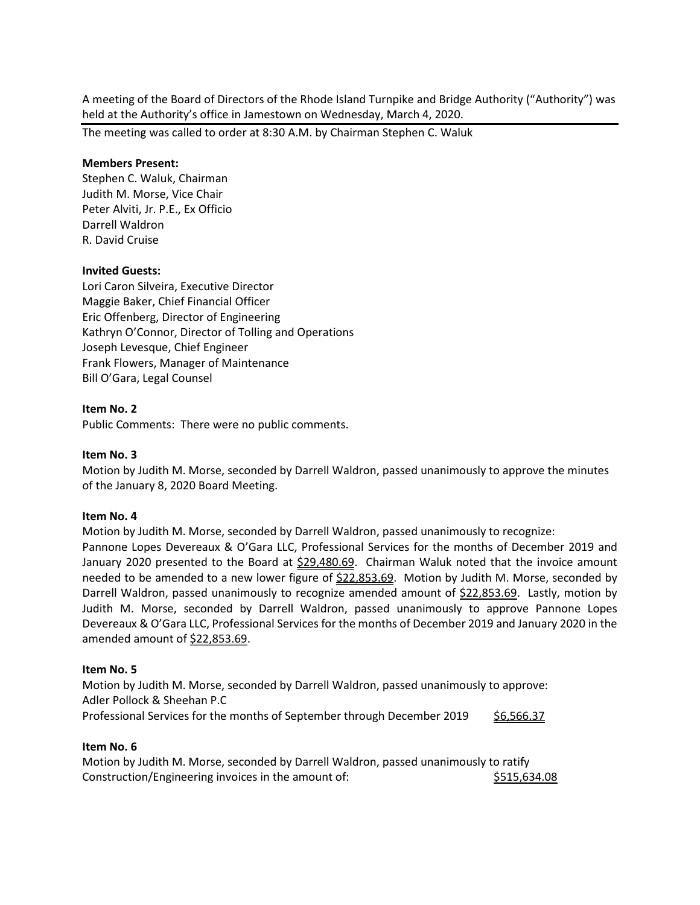A meeting of the Board of Directors of the Rhode Island Turnpike and Bridge Authority ("Authority") was held at the Authority's office in Jamestown on Wednesday, March 4, 2020.

---

The meeting was called to order at 8:30 A.M. by Chairman Stephen C. Waluk

**Members Present:**
Stephen C. Waluk, Chairman
Judith M. Morse, Vice Chair
Peter Alviti, Jr. P.E., Ex Officio
Darrell Waldron
R. David Cruise

**Invited Guests:**
Lori Caron Silveira, Executive Director
Maggie Baker, Chief Financial Officer
Eric Offenberg, Director of Engineering
Kathryn O'Connor, Director of Tolling and Operations
Joseph Levesque, Chief Engineer
Frank Flowers, Manager of Maintenance
Bill O'Gara, Legal Counsel

**Item No. 2**
Public Comments: There were no public comments.

**Item No. 3**
Motion by Judith M. Morse, seconded by Darrell Waldron, passed unanimously to approve the minutes of the January 8, 2020 Board Meeting.

**Item No. 4**
Motion by Judith M. Morse, seconded by Darrell Waldron, passed unanimously to recognize:
Pannone Lopes Devereaux & O'Gara LLC, Professional Services for the months of December 2019 and January 2020 presented to the Board at $29,480.69. Chairman Waluk noted that the invoice amount needed to be amended to a new lower figure of $22,853.69. Motion by Judith M. Morse, seconded by Darrell Waldron, passed unanimously to recognize amended amount of $22,853.69. Lastly, motion by Judith M. Morse, seconded by Darrell Waldron, passed unanimously to approve Pannone Lopes Devereaux & O'Gara LLC, Professional Services for the months of December 2019 and January 2020 in the amended amount of $22,853.69.

**Item No. 5**
Motion by Judith M. Morse, seconded by Darrell Waldron, passed unanimously to approve:
Adler Pollock & Sheehan P.C
Professional Services for the months of September through December 2019 $6,566.37

**Item No. 6**
Motion by Judith M. Morse, seconded by Darrell Waldron, passed unanimously to ratify Construction/Engineering invoices in the amount of: $515,634.08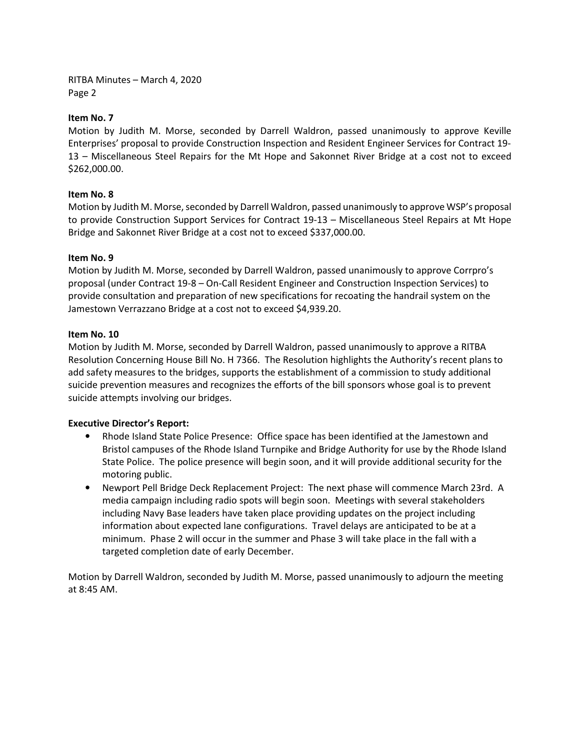**Item No. 7**

Motion by Judith M. Morse, seconded by Darrell Waldron, passed unanimously to approve Keville Enterprises' proposal to provide Construction Inspection and Resident Engineer Services for Contract 19-13 – Miscellaneous Steel Repairs for the Mt Hope and Sakonnet River Bridge at a cost not to exceed $262,000.00.

**Item No. 8**

Motion by Judith M. Morse, seconded by Darrell Waldron, passed unanimously to approve WSP's proposal to provide Construction Support Services for Contract 19-13 – Miscellaneous Steel Repairs at Mt Hope Bridge and Sakonnet River Bridge at a cost not to exceed $337,000.00.

**Item No. 9**

Motion by Judith M. Morse, seconded by Darrell Waldron, passed unanimously to approve Corrpro's proposal (under Contract 19-8 – On-Call Resident Engineer and Construction Inspection Services) to provide consultation and preparation of new specifications for recoating the handrail system on the Jamestown Verrazzano Bridge at a cost not to exceed $4,939.20.

**Item No. 10**

Motion by Judith M. Morse, seconded by Darrell Waldron, passed unanimously to approve a RITBA Resolution Concerning House Bill No. H 7366. The Resolution highlights the Authority's recent plans to add safety measures to the bridges, supports the establishment of a commission to study additional suicide prevention measures and recognizes the efforts of the bill sponsors whose goal is to prevent suicide attempts involving our bridges.

**Executive Director's Report:**

- Rhode Island State Police Presence: Office space has been identified at the Jamestown and Bristol campuses of the Rhode Island Turnpike and Bridge Authority for use by the Rhode Island State Police. The police presence will begin soon, and it will provide additional security for the motoring public.
- Newport Pell Bridge Deck Replacement Project: The next phase will commence March 23rd. A media campaign including radio spots will begin soon. Meetings with several stakeholders including Navy Base leaders have taken place providing updates on the project including information about expected lane configurations. Travel delays are anticipated to be at a minimum. Phase 2 will occur in the summer and Phase 3 will take place in the fall with a targeted completion date of early December.

Motion by Darrell Waldron, seconded by Judith M. Morse, passed unanimously to adjourn the meeting at 8:45 AM.